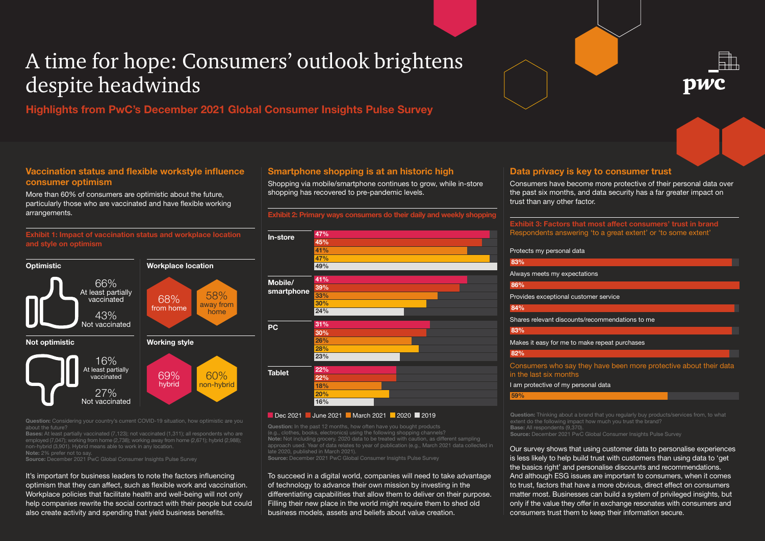# A time for hope: Consumers' outlook brightens despite headwinds

**Highlights from PwC's December 2021 Global Consumer Insights Pulse Survey**

## Vaccination status and flexible workstyle influence consumer optimism

More than 60% of consumers are optimistic about the future, particularly those who are vaccinated and have flexible working arrangements.

**Exhibit 1: Impact of vaccination status and workplace location and style on optimism**

**Optimistic**

- 66% At least partially vaccinated
- 43% Not vaccinated

**Not optimistic**

- 16% At least partially vaccinated
- 27% Not vaccinated

**Workplace location**

- 68% from home
- 58% away from home

**Working style**

- 69% hybrid
- 60% non-hybrid

**Question:** Considering your country's current COVID-19 situation, how optimistic are you about the future?
**Bases:** At least partially vaccinated (7,123); not vaccinated (1,311); all respondents who are employed (7,047); working from home (2,738); working away from home (2,671); hybrid (2,988); non-hybrid (3,901). Hybrid means able to work in any location.
**Note:** 2% prefer not to say.
**Source:** December 2021 PwC Global Consumer Insights Pulse Survey

It's important for business leaders to note the factors influencing optimism that they can affect, such as flexible work and vaccination. Workplace policies that facilitate health and well-being will not only help companies rewrite the social contract with their people but could also create activity and spending that yield business benefits.

## Smartphone shopping is at an historic high

Shopping via mobile/smartphone continues to grow, while in-store shopping has recovered to pre-pandemic levels.

**Exhibit 2: Primary ways consumers do their daily and weekly shopping**

| Channel | Dec 2021 | June 2021 | March 2021 | 2020 | 2019 |
| --- | --- | --- | --- | --- | --- |
| In-store | 47% | 45% | 41% | 47% | 49% |
| Mobile/ smartphone | 41% | 39% | 33% | 30% | 24% |
| PC | 31% | 30% | 26% | 28% | 23% |
| Tablet | 22% | 22% | 18% | 20% | 16% |

**Question:** In the past 12 months, how often have you bought products (e.g., clothes, books, electronics) using the following shopping channels?
**Note:** Not including grocery. 2020 data to be treated with caution, as different sampling approach used. Year of data relates to year of publication (e.g., March 2021 data collected in late 2020, published in March 2021).
**Source:** December 2021 PwC Global Consumer Insights Pulse Survey

To succeed in a digital world, companies will need to take advantage of technology to advance their own mission by investing in the differentiating capabilities that allow them to deliver on their purpose. Filling their new place in the world might require them to shed old business models, assets and beliefs about value creation.

## Data privacy is key to consumer trust

Consumers have become more protective of their personal data over the past six months, and data security has a far greater impact on trust than any other factor.

**Exhibit 3: Factors that most affect consumers' trust in brand**
Respondents answering 'to a great extent' or 'to some extent'

| Factor | % |
| --- | --- |
| Protects my personal data | 83% |
| Always meets my expectations | 86% |
| Provides exceptional customer service | 84% |
| Shares relevant discounts/recommendations to me | 83% |
| Makes it easy for me to make repeat purchases | 82% |

Consumers who say they have been more protective about their data in the last six months

| Statement | % |
| --- | --- |
| I am protective of my personal data | 59% |

**Question:** Thinking about a brand that you regularly buy products/services from, to what extent do the following impact how much you trust the brand?
**Base:** All respondents (9,370).
**Source:** December 2021 PwC Global Consumer Insights Pulse Survey

Our survey shows that using customer data to personalise experiences is less likely to help build trust with customers than using data to 'get the basics right' and personalise discounts and recommendations. And although ESG issues are important to consumers, when it comes to trust, factors that have a more obvious, direct effect on consumers matter most. Businesses can build a system of privileged insights, but only if the value they offer in exchange resonates with consumers and consumers trust them to keep their information secure.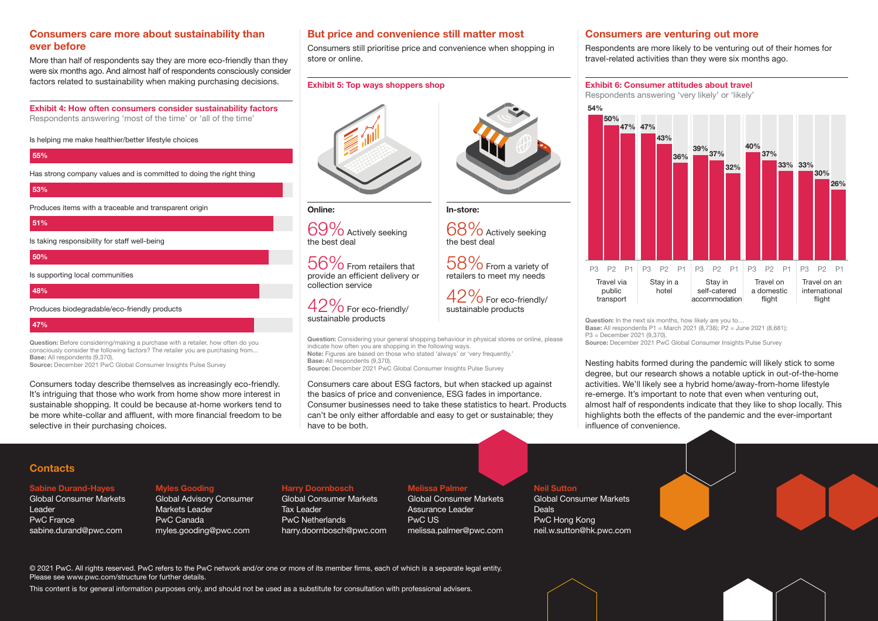## Consumers care more about sustainability than ever before

More than half of respondents say they are more eco-friendly than they were six months ago. And almost half of respondents consciously consider factors related to sustainability when making purchasing decisions.

### Exhibit 4: How often consumers consider sustainability factors

Respondents answering 'most of the time' or 'all of the time'

Is helping me make healthier/better lifestyle choices
55%

Has strong company values and is committed to doing the right thing
53%

Produces items with a traceable and transparent origin
51%

Is taking responsibility for staff well-being
50%

Is supporting local communities
48%

Produces biodegradable/eco-friendly products
47%

**Question:** Before considering/making a purchase with a retailer, how often do you consciously consider the following factors? The retailer you are purchasing from...
**Base:** All respondents (9,370).
**Source:** December 2021 PwC Global Consumer Insights Pulse Survey

Consumers today describe themselves as increasingly eco-friendly. It's intriguing that those who work from home show more interest in sustainable shopping. It could be because at-home workers tend to be more white-collar and affluent, with more financial freedom to be selective in their purchasing choices.

## But price and convenience still matter most

Consumers still prioritise price and convenience when shopping in store or online.

### Exhibit 5: Top ways shoppers shop

**Online:**

69% Actively seeking the best deal

56% From retailers that provide an efficient delivery or collection service

42% For eco-friendly/ sustainable products

**In-store:**

68% Actively seeking the best deal

58% From a variety of retailers to meet my needs

42% For eco-friendly/ sustainable products

**Question:** Considering your general shopping behaviour in physical stores or online, please indicate how often you are shopping in the following ways.
**Note:** Figures are based on those who stated 'always' or 'very frequently.'
**Base:** All respondents (9,370).
**Source:** December 2021 PwC Global Consumer Insights Pulse Survey

Consumers care about ESG factors, but when stacked up against the basics of price and convenience, ESG fades in importance. Consumer businesses need to take these statistics to heart. Products can't be only either affordable and easy to get or sustainable; they have to be both.

## Consumers are venturing out more

Respondents are more likely to be venturing out of their homes for travel-related activities than they were six months ago.

### Exhibit 6: Consumer attitudes about travel

Respondents answering 'very likely' or 'likely'

Travel via public transport: P3 54%, P2 50%, P1 47%
Stay in a hotel: P3 47%, P2 43%, P1 36%
Stay in self-catered accommodation: P3 39%, P2 37%, P1 32%
Travel on a domestic flight: P3 40%, P2 37%, P1 33%
Travel on an international flight: P3 33%, P2 30%, P1 26%

**Question:** In the next six months, how likely are you to…
**Base:** All respondents P1 = March 2021 (8,738); P2 = June 2021 (8,681); P3 = December 2021 (9,370).
**Source:** December 2021 PwC Global Consumer Insights Pulse Survey

Nesting habits formed during the pandemic will likely stick to some degree, but our research shows a notable uptick in out-of-the-home activities. We'll likely see a hybrid home/away-from-home lifestyle re-emerge. It's important to note that even when venturing out, almost half of respondents indicate that they like to shop locally. This highlights both the effects of the pandemic and the ever-important influence of convenience.

## Contacts

**Sabine Durand-Hayes**
Global Consumer Markets Leader
PwC France
sabine.durand@pwc.com

**Myles Gooding**
Global Advisory Consumer Markets Leader
PwC Canada
myles.gooding@pwc.com

**Harry Doornbosch**
Global Consumer Markets Tax Leader
PwC Netherlands
harry.doornbosch@pwc.com

**Melissa Palmer**
Global Consumer Markets Assurance Leader
PwC US
melissa.palmer@pwc.com

**Neil Sutton**
Global Consumer Markets Deals
PwC Hong Kong
neil.w.sutton@hk.pwc.com

© 2021 PwC. All rights reserved. PwC refers to the PwC network and/or one or more of its member firms, each of which is a separate legal entity. Please see www.pwc.com/structure for further details.

This content is for general information purposes only, and should not be used as a substitute for consultation with professional advisers.